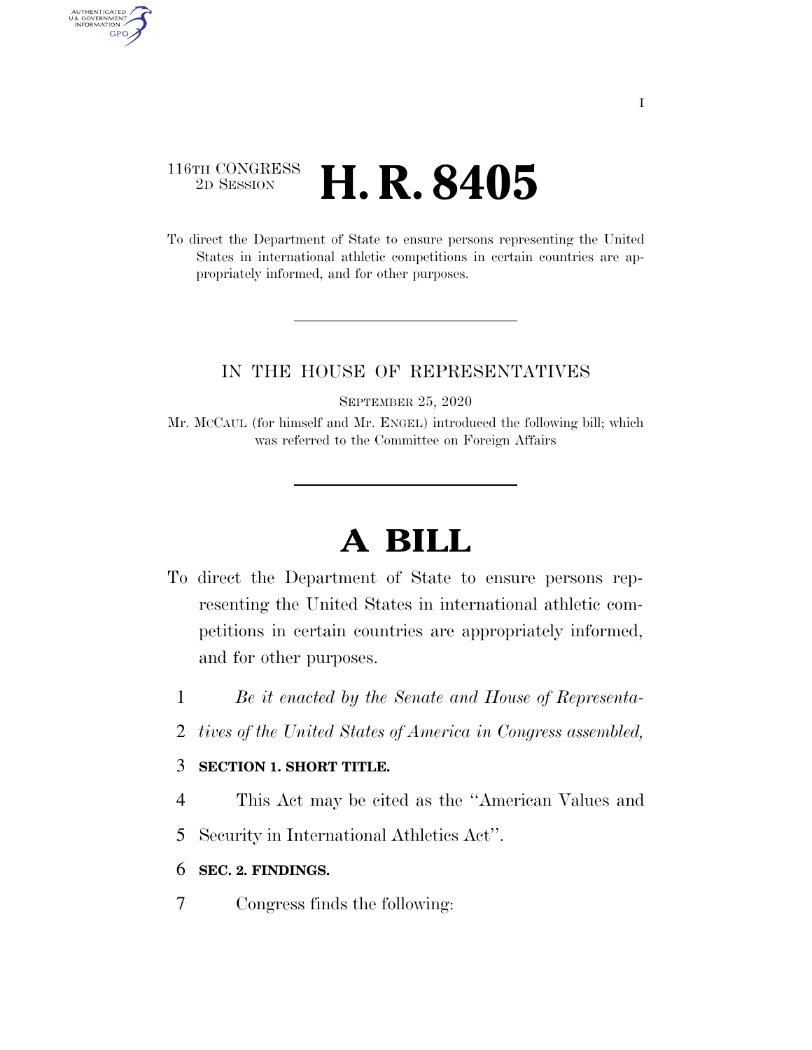116TH CONGRESS
2D SESSION

# H. R. 8405

To direct the Department of State to ensure persons representing the United States in international athletic competitions in certain countries are appropriately informed, and for other purposes.

---

IN THE HOUSE OF REPRESENTATIVES

SEPTEMBER 25, 2020

Mr. MCCAUL (for himself and Mr. ENGEL) introduced the following bill; which was referred to the Committee on Foreign Affairs

---

# A BILL

To direct the Department of State to ensure persons representing the United States in international athletic competitions in certain countries are appropriately informed, and for other purposes.

1 *Be it enacted by the Senate and House of Representa-*
2 *tives of the United States of America in Congress assembled,*

3 **SECTION 1. SHORT TITLE.**

4 This Act may be cited as the ''American Values and
5 Security in International Athletics Act''.

6 **SEC. 2. FINDINGS.**

7 Congress finds the following: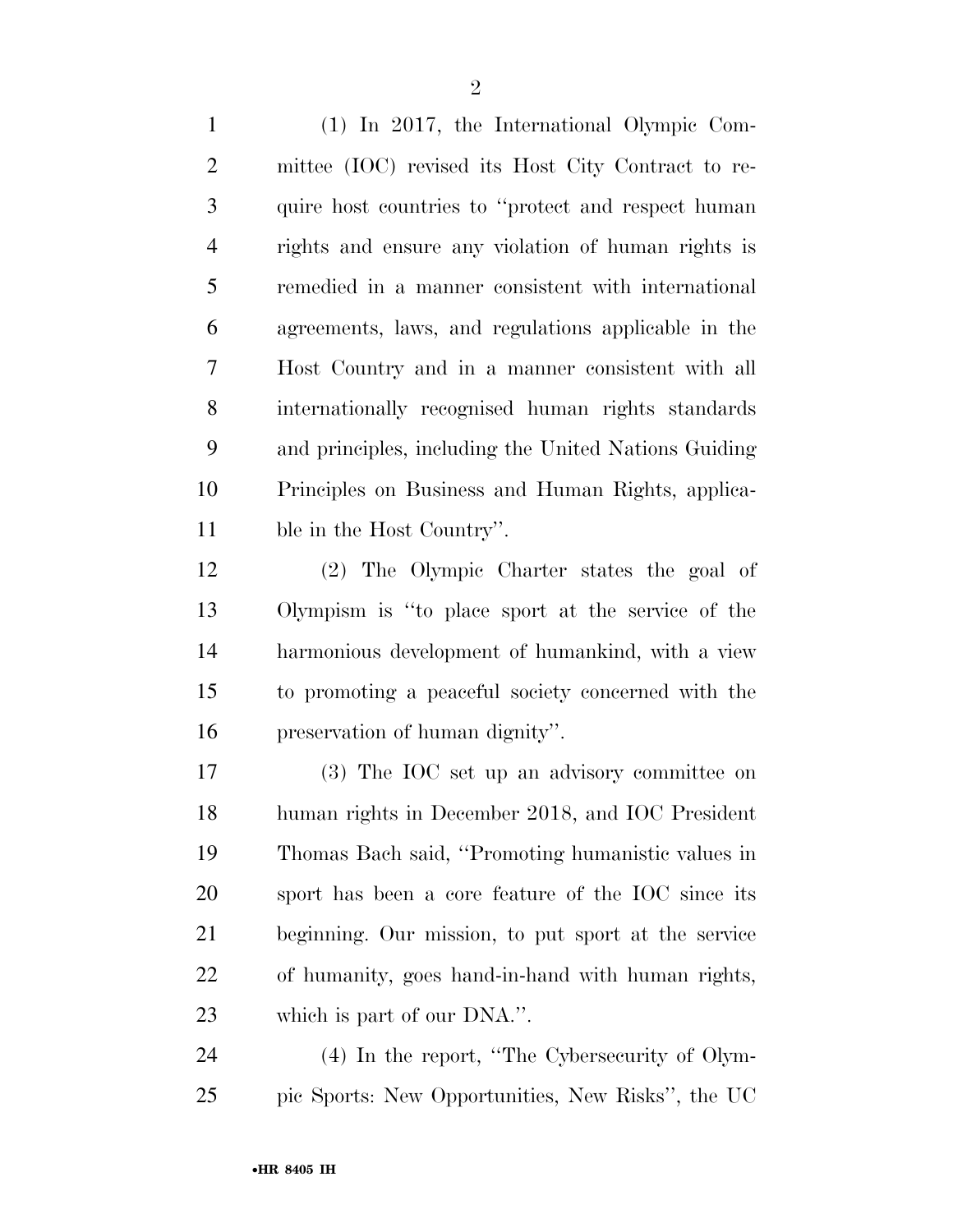(1) In 2017, the International Olympic Committee (IOC) revised its Host City Contract to require host countries to ''protect and respect human rights and ensure any violation of human rights is remedied in a manner consistent with international agreements, laws, and regulations applicable in the Host Country and in a manner consistent with all internationally recognised human rights standards and principles, including the United Nations Guiding Principles on Business and Human Rights, applicable in the Host Country''.

(2) The Olympic Charter states the goal of Olympism is ''to place sport at the service of the harmonious development of humankind, with a view to promoting a peaceful society concerned with the preservation of human dignity''.

(3) The IOC set up an advisory committee on human rights in December 2018, and IOC President Thomas Bach said, ''Promoting humanistic values in sport has been a core feature of the IOC since its beginning. Our mission, to put sport at the service of humanity, goes hand-in-hand with human rights, which is part of our DNA.''.

(4) In the report, ''The Cybersecurity of Olympic Sports: New Opportunities, New Risks'', the UC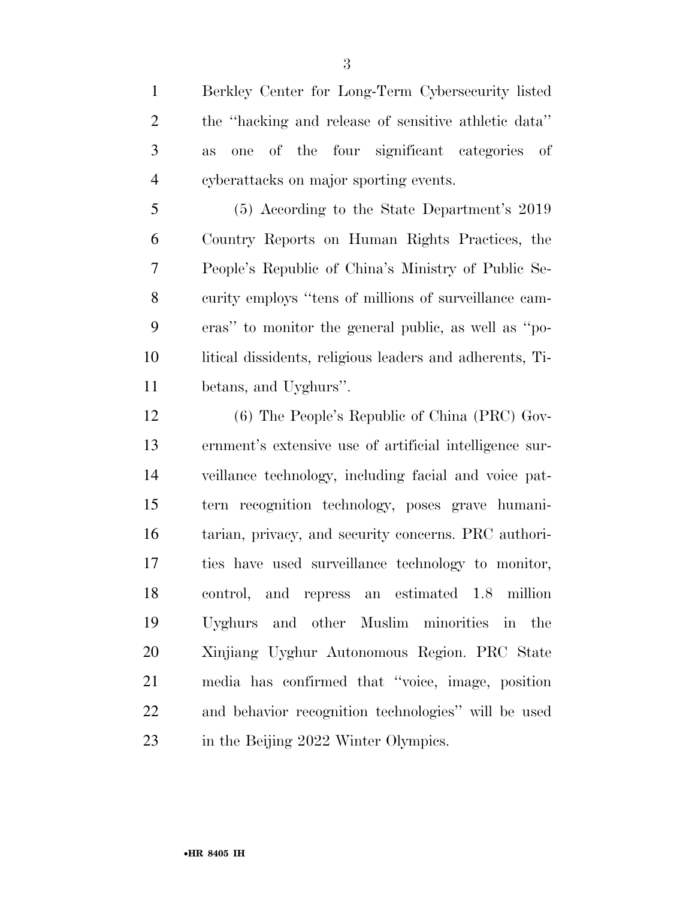Berkley Center for Long-Term Cybersecurity listed the "hacking and release of sensitive athletic data" as one of the four significant categories of cyberattacks on major sporting events.

(5) According to the State Department's 2019 Country Reports on Human Rights Practices, the People's Republic of China's Ministry of Public Security employs "tens of millions of surveillance cameras" to monitor the general public, as well as "political dissidents, religious leaders and adherents, Tibetans, and Uyghurs".

(6) The People's Republic of China (PRC) Government's extensive use of artificial intelligence surveillance technology, including facial and voice pattern recognition technology, poses grave humanitarian, privacy, and security concerns. PRC authorities have used surveillance technology to monitor, control, and repress an estimated 1.8 million Uyghurs and other Muslim minorities in the Xinjiang Uyghur Autonomous Region. PRC State media has confirmed that "voice, image, position and behavior recognition technologies" will be used in the Beijing 2022 Winter Olympics.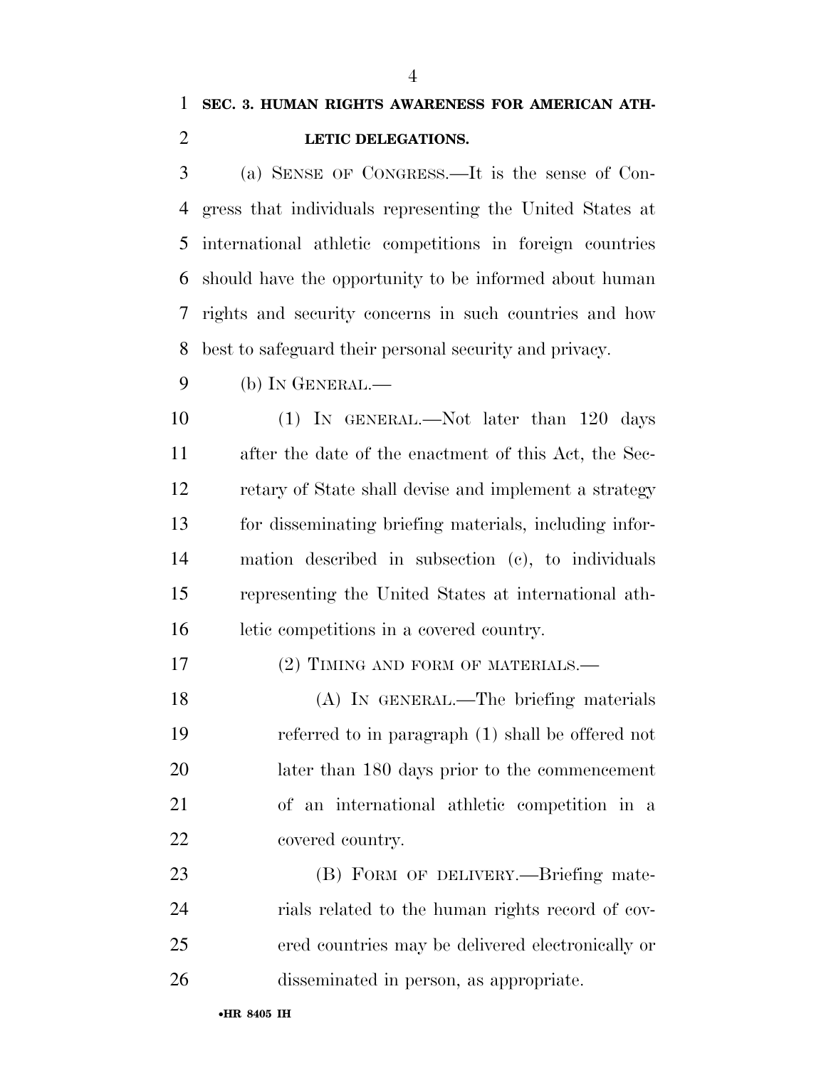## SEC. 3. HUMAN RIGHTS AWARENESS FOR AMERICAN ATHLETIC DELEGATIONS.

(a) SENSE OF CONGRESS.—It is the sense of Congress that individuals representing the United States at international athletic competitions in foreign countries should have the opportunity to be informed about human rights and security concerns in such countries and how best to safeguard their personal security and privacy.

(b) IN GENERAL.—

(1) IN GENERAL.—Not later than 120 days after the date of the enactment of this Act, the Secretary of State shall devise and implement a strategy for disseminating briefing materials, including information described in subsection (c), to individuals representing the United States at international athletic competitions in a covered country.

(2) TIMING AND FORM OF MATERIALS.—

(A) IN GENERAL.—The briefing materials referred to in paragraph (1) shall be offered not later than 180 days prior to the commencement of an international athletic competition in a covered country.

(B) FORM OF DELIVERY.—Briefing materials related to the human rights record of covered countries may be delivered electronically or disseminated in person, as appropriate.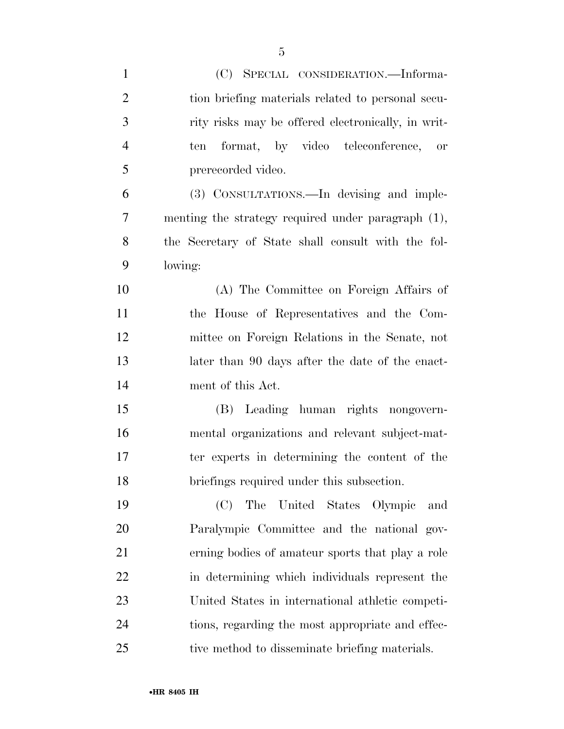(C) SPECIAL CONSIDERATION.—Information briefing materials related to personal security risks may be offered electronically, in written format, by video teleconference, or prerecorded video.

(3) CONSULTATIONS.—In devising and implementing the strategy required under paragraph (1), the Secretary of State shall consult with the following:

(A) The Committee on Foreign Affairs of the House of Representatives and the Committee on Foreign Relations in the Senate, not later than 90 days after the date of the enactment of this Act.

(B) Leading human rights nongovernmental organizations and relevant subject-matter experts in determining the content of the briefings required under this subsection.

(C) The United States Olympic and Paralympic Committee and the national governing bodies of amateur sports that play a role in determining which individuals represent the United States in international athletic competitions, regarding the most appropriate and effective method to disseminate briefing materials.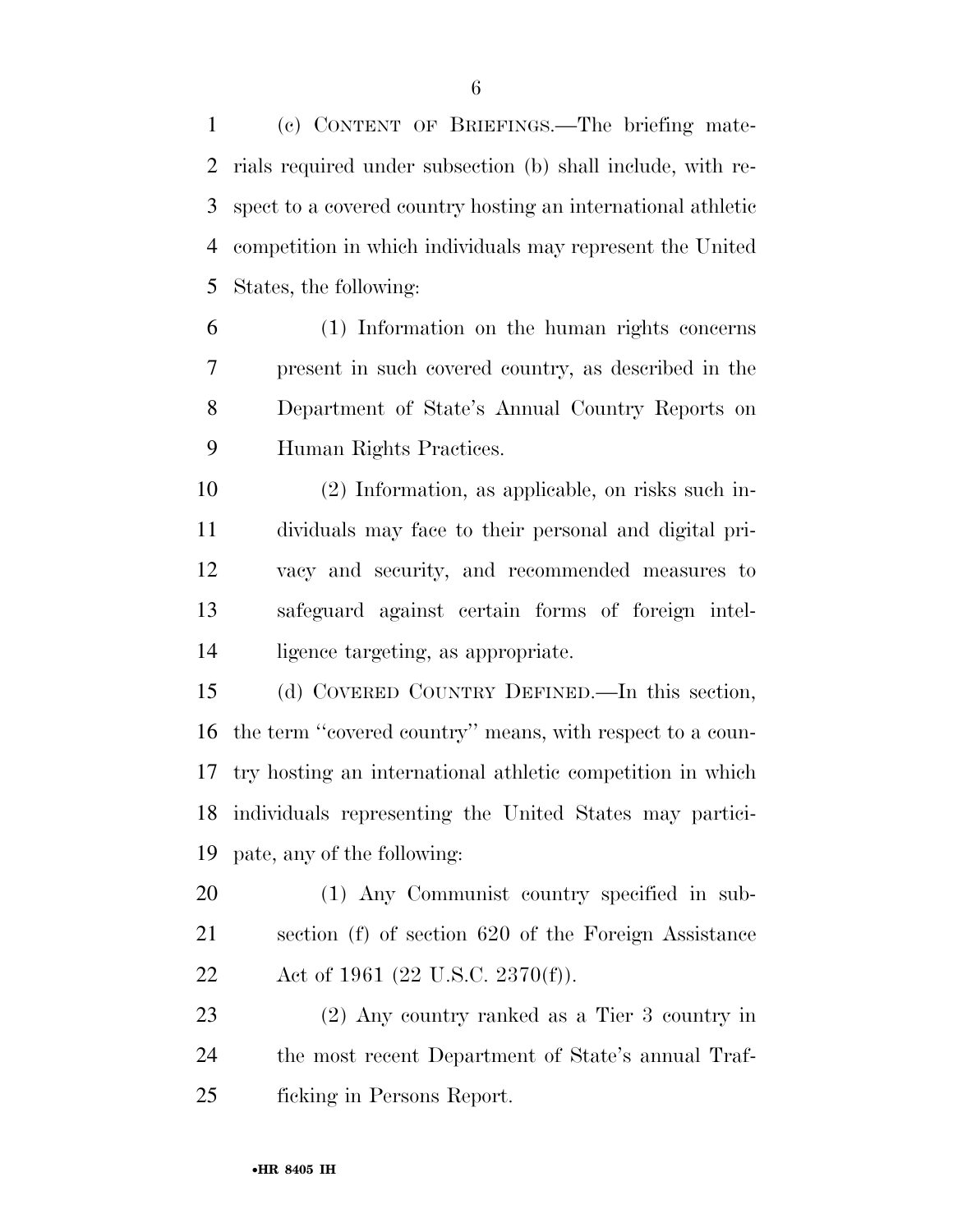(c) CONTENT OF BRIEFINGS.—The briefing materials required under subsection (b) shall include, with respect to a covered country hosting an international athletic competition in which individuals may represent the United States, the following:

(1) Information on the human rights concerns present in such covered country, as described in the Department of State's Annual Country Reports on Human Rights Practices.

(2) Information, as applicable, on risks such individuals may face to their personal and digital privacy and security, and recommended measures to safeguard against certain forms of foreign intelligence targeting, as appropriate.

(d) COVERED COUNTRY DEFINED.—In this section, the term ''covered country'' means, with respect to a country hosting an international athletic competition in which individuals representing the United States may participate, any of the following:

(1) Any Communist country specified in subsection (f) of section 620 of the Foreign Assistance Act of 1961 (22 U.S.C. 2370(f)).

(2) Any country ranked as a Tier 3 country in the most recent Department of State's annual Trafficking in Persons Report.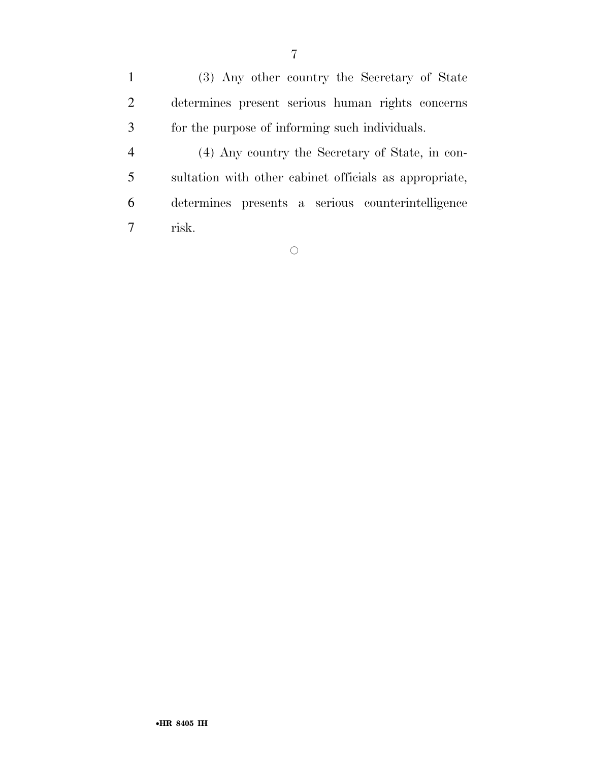(3) Any other country the Secretary of State determines present serious human rights concerns for the purpose of informing such individuals.

(4) Any country the Secretary of State, in consultation with other cabinet officials as appropriate, determines presents a serious counterintelligence risk.

○